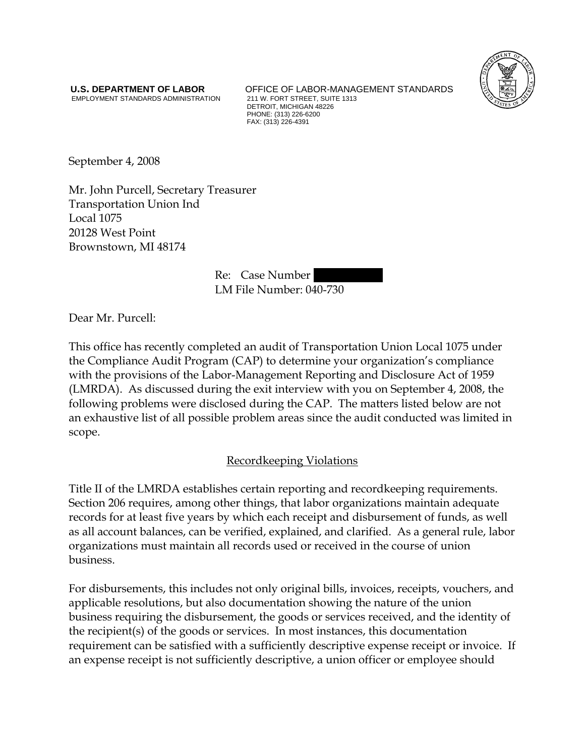**U.S. DEPARTMENT OF LABOR**
EMPLOYMENT STANDARDS ADMINISTRATION

OFFICE OF LABOR-MANAGEMENT STANDARDS
211 W. FORT STREET, SUITE 1313
DETROIT, MICHIGAN 48226
PHONE: (313) 226-6200
FAX: (313) 226-4391

September 4, 2008

Mr. John Purcell, Secretary Treasurer
Transportation Union Ind
Local 1075
20128 West Point
Brownstown, MI 48174

Re: Case Number
LM File Number: 040-730

Dear Mr. Purcell:

This office has recently completed an audit of Transportation Union Local 1075 under the Compliance Audit Program (CAP) to determine your organization's compliance with the provisions of the Labor-Management Reporting and Disclosure Act of 1959 (LMRDA). As discussed during the exit interview with you on September 4, 2008, the following problems were disclosed during the CAP. The matters listed below are not an exhaustive list of all possible problem areas since the audit conducted was limited in scope.

## Recordkeeping Violations

Title II of the LMRDA establishes certain reporting and recordkeeping requirements. Section 206 requires, among other things, that labor organizations maintain adequate records for at least five years by which each receipt and disbursement of funds, as well as all account balances, can be verified, explained, and clarified. As a general rule, labor organizations must maintain all records used or received in the course of union business.

For disbursements, this includes not only original bills, invoices, receipts, vouchers, and applicable resolutions, but also documentation showing the nature of the union business requiring the disbursement, the goods or services received, and the identity of the recipient(s) of the goods or services. In most instances, this documentation requirement can be satisfied with a sufficiently descriptive expense receipt or invoice. If an expense receipt is not sufficiently descriptive, a union officer or employee should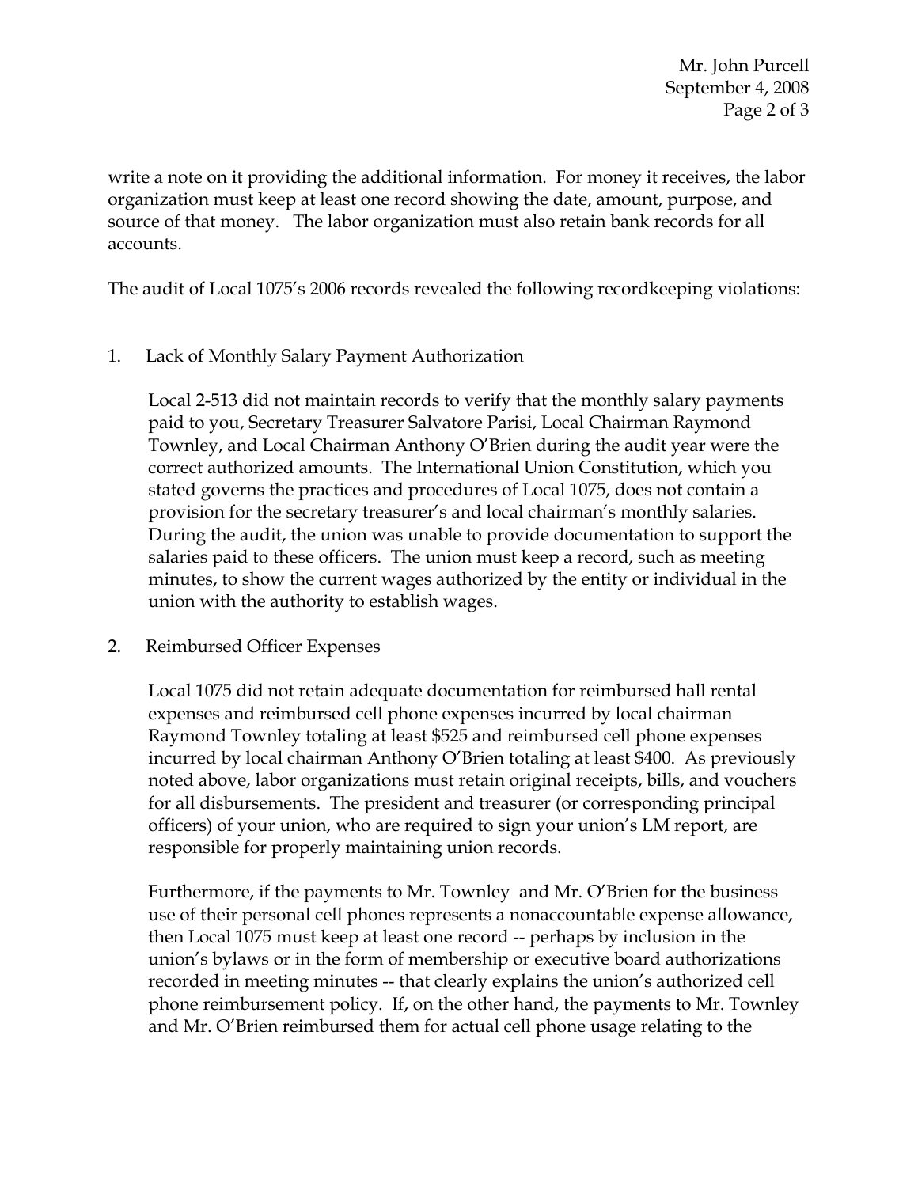write a note on it providing the additional information. For money it receives, the labor organization must keep at least one record showing the date, amount, purpose, and source of that money. The labor organization must also retain bank records for all accounts.

The audit of Local 1075's 2006 records revealed the following recordkeeping violations:

1. Lack of Monthly Salary Payment Authorization

   Local 2-513 did not maintain records to verify that the monthly salary payments paid to you, Secretary Treasurer Salvatore Parisi, Local Chairman Raymond Townley, and Local Chairman Anthony O'Brien during the audit year were the correct authorized amounts. The International Union Constitution, which you stated governs the practices and procedures of Local 1075, does not contain a provision for the secretary treasurer's and local chairman's monthly salaries. During the audit, the union was unable to provide documentation to support the salaries paid to these officers. The union must keep a record, such as meeting minutes, to show the current wages authorized by the entity or individual in the union with the authority to establish wages.

2. Reimbursed Officer Expenses

   Local 1075 did not retain adequate documentation for reimbursed hall rental expenses and reimbursed cell phone expenses incurred by local chairman Raymond Townley totaling at least $525 and reimbursed cell phone expenses incurred by local chairman Anthony O'Brien totaling at least $400. As previously noted above, labor organizations must retain original receipts, bills, and vouchers for all disbursements. The president and treasurer (or corresponding principal officers) of your union, who are required to sign your union's LM report, are responsible for properly maintaining union records.

   Furthermore, if the payments to Mr. Townley and Mr. O'Brien for the business use of their personal cell phones represents a nonaccountable expense allowance, then Local 1075 must keep at least one record -- perhaps by inclusion in the union's bylaws or in the form of membership or executive board authorizations recorded in meeting minutes -- that clearly explains the union's authorized cell phone reimbursement policy. If, on the other hand, the payments to Mr. Townley and Mr. O'Brien reimbursed them for actual cell phone usage relating to the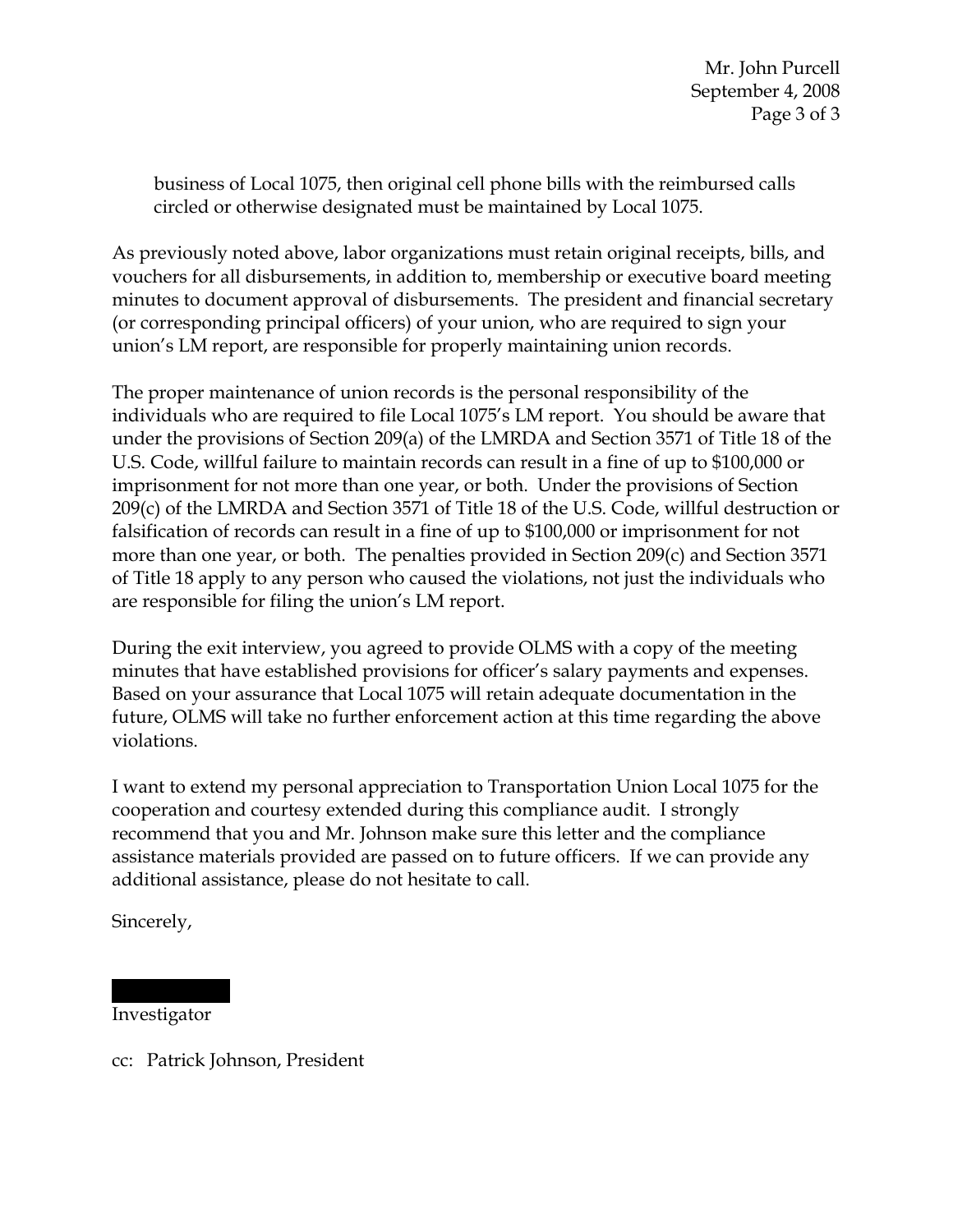business of Local 1075, then original cell phone bills with the reimbursed calls circled or otherwise designated must be maintained by Local 1075.

As previously noted above, labor organizations must retain original receipts, bills, and vouchers for all disbursements, in addition to, membership or executive board meeting minutes to document approval of disbursements. The president and financial secretary (or corresponding principal officers) of your union, who are required to sign your union's LM report, are responsible for properly maintaining union records.

The proper maintenance of union records is the personal responsibility of the individuals who are required to file Local 1075's LM report. You should be aware that under the provisions of Section 209(a) of the LMRDA and Section 3571 of Title 18 of the U.S. Code, willful failure to maintain records can result in a fine of up to $100,000 or imprisonment for not more than one year, or both. Under the provisions of Section 209(c) of the LMRDA and Section 3571 of Title 18 of the U.S. Code, willful destruction or falsification of records can result in a fine of up to $100,000 or imprisonment for not more than one year, or both. The penalties provided in Section 209(c) and Section 3571 of Title 18 apply to any person who caused the violations, not just the individuals who are responsible for filing the union's LM report.

During the exit interview, you agreed to provide OLMS with a copy of the meeting minutes that have established provisions for officer's salary payments and expenses. Based on your assurance that Local 1075 will retain adequate documentation in the future, OLMS will take no further enforcement action at this time regarding the above violations.

I want to extend my personal appreciation to Transportation Union Local 1075 for the cooperation and courtesy extended during this compliance audit. I strongly recommend that you and Mr. Johnson make sure this letter and the compliance assistance materials provided are passed on to future officers. If we can provide any additional assistance, please do not hesitate to call.

Sincerely,

Investigator

cc: Patrick Johnson, President